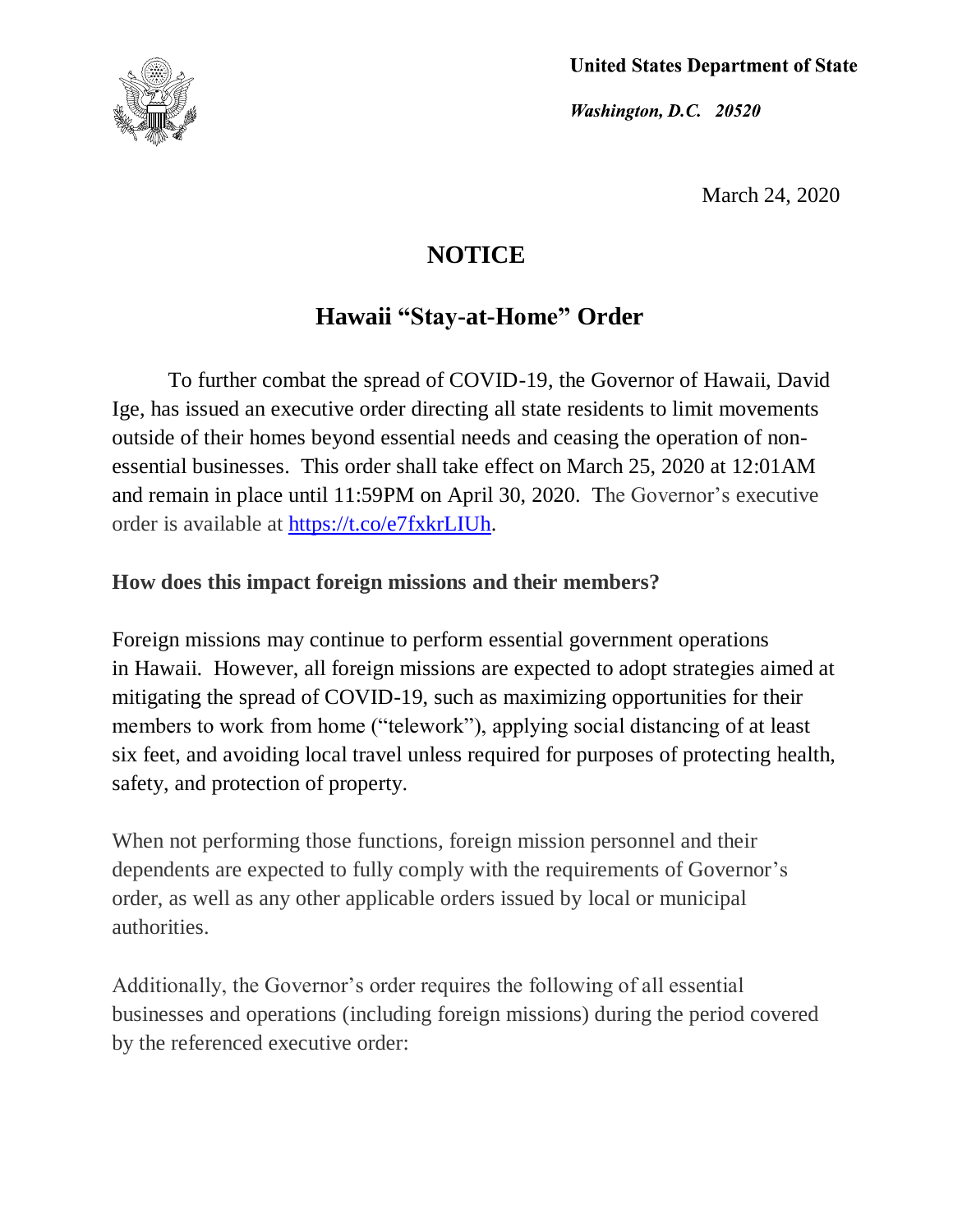**United States Department of State**

***Washington, D.C. 20520***

March 24, 2020

# NOTICE

## Hawaii "Stay-at-Home" Order

To further combat the spread of COVID-19, the Governor of Hawaii, David Ige, has issued an executive order directing all state residents to limit movements outside of their homes beyond essential needs and ceasing the operation of non-essential businesses. This order shall take effect on March 25, 2020 at 12:01AM and remain in place until 11:59PM on April 30, 2020. The Governor's executive order is available at [https://t.co/e7fxkrLIUh](https://t.co/e7fxkrLIUh).

**How does this impact foreign missions and their members?**

Foreign missions may continue to perform essential government operations in Hawaii. However, all foreign missions are expected to adopt strategies aimed at mitigating the spread of COVID-19, such as maximizing opportunities for their members to work from home ("telework"), applying social distancing of at least six feet, and avoiding local travel unless required for purposes of protecting health, safety, and protection of property.

When not performing those functions, foreign mission personnel and their dependents are expected to fully comply with the requirements of Governor's order, as well as any other applicable orders issued by local or municipal authorities.

Additionally, the Governor's order requires the following of all essential businesses and operations (including foreign missions) during the period covered by the referenced executive order: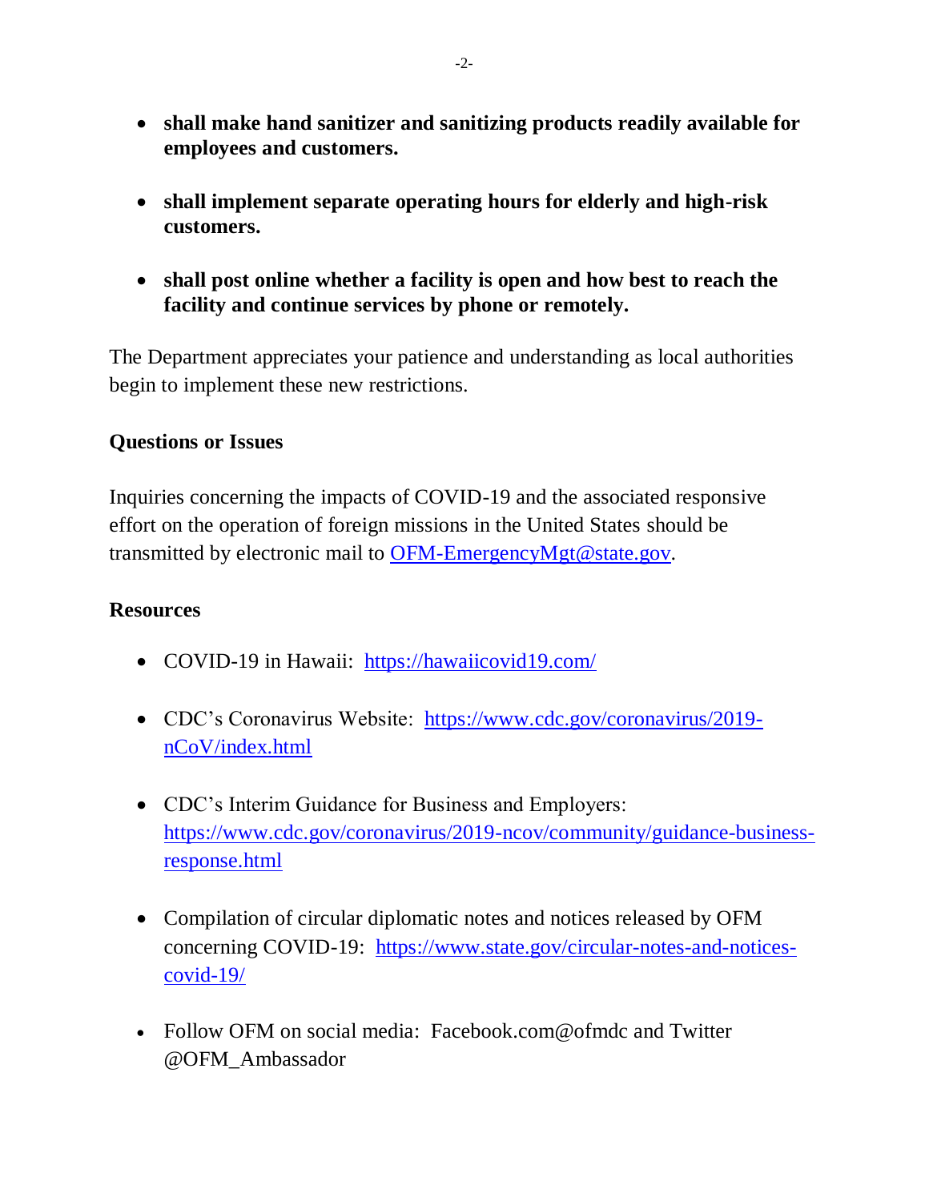- **shall make hand sanitizer and sanitizing products readily available for employees and customers.**

- **shall implement separate operating hours for elderly and high-risk customers.**

- **shall post online whether a facility is open and how best to reach the facility and continue services by phone or remotely.**

The Department appreciates your patience and understanding as local authorities begin to implement these new restrictions.

**Questions or Issues**

Inquiries concerning the impacts of COVID-19 and the associated responsive effort on the operation of foreign missions in the United States should be transmitted by electronic mail to OFM-EmergencyMgt@state.gov.

**Resources**

- COVID-19 in Hawaii: https://hawaiicovid19.com/

- CDC's Coronavirus Website: https://www.cdc.gov/coronavirus/2019-nCoV/index.html

- CDC's Interim Guidance for Business and Employers: https://www.cdc.gov/coronavirus/2019-ncov/community/guidance-business-response.html

- Compilation of circular diplomatic notes and notices released by OFM concerning COVID-19: https://www.state.gov/circular-notes-and-notices-covid-19/

- Follow OFM on social media: Facebook.com@ofmdc and Twitter @OFM_Ambassador